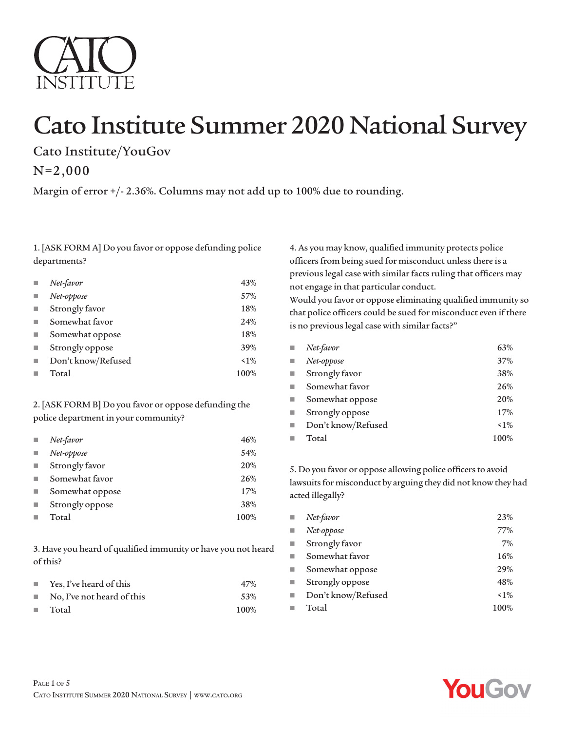# Cato Institute Summer 2020 National Survey

## Cato Institute/YouGov

## N=2,000

Margin of error +/- 2.36%. Columns may not add up to 100% due to rounding.

1. [ASK FORM A] Do you favor or oppose defunding police departments?

| | |
|---|---|
| *Net-favor* | 43% |
| *Net-oppose* | 57% |
| Strongly favor | 18% |
| Somewhat favor | 24% |
| Somewhat oppose | 18% |
| Strongly oppose | 39% |
| Don't know/Refused | <1% |
| Total | 100% |

2. [ASK FORM B] Do you favor or oppose defunding the police department in your community?

| | |
|---|---|
| *Net-favor* | 46% |
| *Net-oppose* | 54% |
| Strongly favor | 20% |
| Somewhat favor | 26% |
| Somewhat oppose | 17% |
| Strongly oppose | 38% |
| Total | 100% |

3. Have you heard of qualified immunity or have you not heard of this?

| | |
|---|---|
| Yes, I've heard of this | 47% |
| No, I've not heard of this | 53% |
| Total | 100% |

4. As you may know, qualified immunity protects police officers from being sued for misconduct unless there is a previous legal case with similar facts ruling that officers may not engage in that particular conduct.
Would you favor or oppose eliminating qualified immunity so that police officers could be sued for misconduct even if there is no previous legal case with similar facts?"

| | |
|---|---|
| *Net-favor* | 63% |
| *Net-oppose* | 37% |
| Strongly favor | 38% |
| Somewhat favor | 26% |
| Somewhat oppose | 20% |
| Strongly oppose | 17% |
| Don't know/Refused | <1% |
| Total | 100% |

5. Do you favor or oppose allowing police officers to avoid lawsuits for misconduct by arguing they did not know they had acted illegally?

| | |
|---|---|
| *Net-favor* | 23% |
| *Net-oppose* | 77% |
| Strongly favor | 7% |
| Somewhat favor | 16% |
| Somewhat oppose | 29% |
| Strongly oppose | 48% |
| Don't know/Refused | <1% |
| Total | 100% |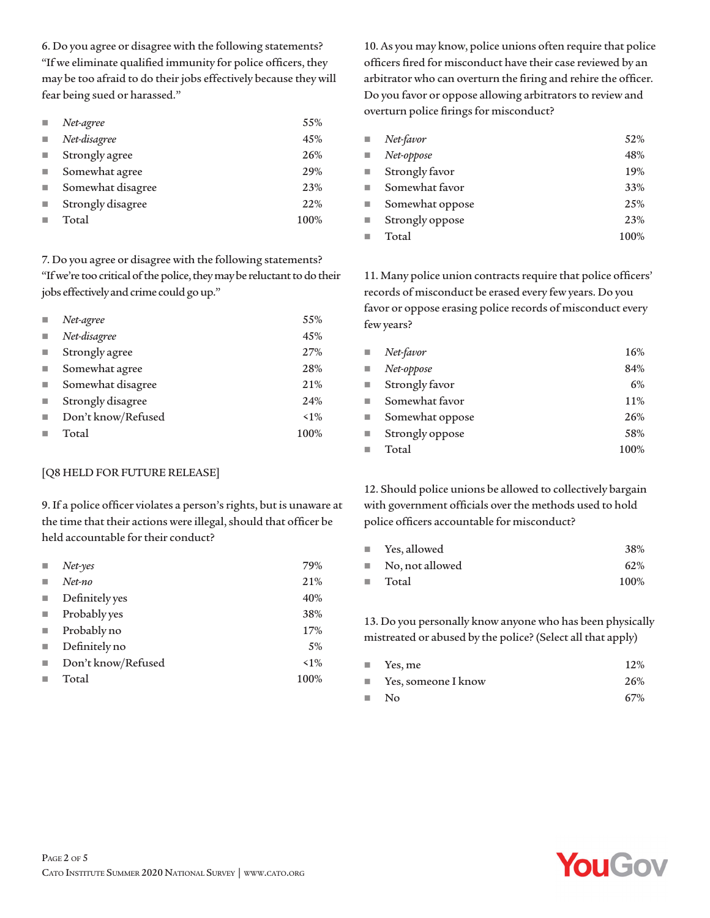6. Do you agree or disagree with the following statements? "If we eliminate qualified immunity for police officers, they may be too afraid to do their jobs effectively because they will fear being sued or harassed."

| | |
|---|---|
| *Net-agree* | 55% |
| *Net-disagree* | 45% |
| Strongly agree | 26% |
| Somewhat agree | 29% |
| Somewhat disagree | 23% |
| Strongly disagree | 22% |
| Total | 100% |

7. Do you agree or disagree with the following statements? "If we're too critical of the police, they may be reluctant to do their jobs effectively and crime could go up."

| | |
|---|---|
| *Net-agree* | 55% |
| *Net-disagree* | 45% |
| Strongly agree | 27% |
| Somewhat agree | 28% |
| Somewhat disagree | 21% |
| Strongly disagree | 24% |
| Don't know/Refused | <1% |
| Total | 100% |

[Q8 HELD FOR FUTURE RELEASE]

9. If a police officer violates a person's rights, but is unaware at the time that their actions were illegal, should that officer be held accountable for their conduct?

| | |
|---|---|
| *Net-yes* | 79% |
| *Net-no* | 21% |
| Definitely yes | 40% |
| Probably yes | 38% |
| Probably no | 17% |
| Definitely no | 5% |
| Don't know/Refused | <1% |
| Total | 100% |

10. As you may know, police unions often require that police officers fired for misconduct have their case reviewed by an arbitrator who can overturn the firing and rehire the officer. Do you favor or oppose allowing arbitrators to review and overturn police firings for misconduct?

| | |
|---|---|
| *Net-favor* | 52% |
| *Net-oppose* | 48% |
| Strongly favor | 19% |
| Somewhat favor | 33% |
| Somewhat oppose | 25% |
| Strongly oppose | 23% |
| Total | 100% |

11. Many police union contracts require that police officers' records of misconduct be erased every few years. Do you favor or oppose erasing police records of misconduct every few years?

| | |
|---|---|
| *Net-favor* | 16% |
| *Net-oppose* | 84% |
| Strongly favor | 6% |
| Somewhat favor | 11% |
| Somewhat oppose | 26% |
| Strongly oppose | 58% |
| Total | 100% |

12. Should police unions be allowed to collectively bargain with government officials over the methods used to hold police officers accountable for misconduct?

| | |
|---|---|
| Yes, allowed | 38% |
| No, not allowed | 62% |
| Total | 100% |

13. Do you personally know anyone who has been physically mistreated or abused by the police? (Select all that apply)

| | |
|---|---|
| Yes, me | 12% |
| Yes, someone I know | 26% |
| No | 67% |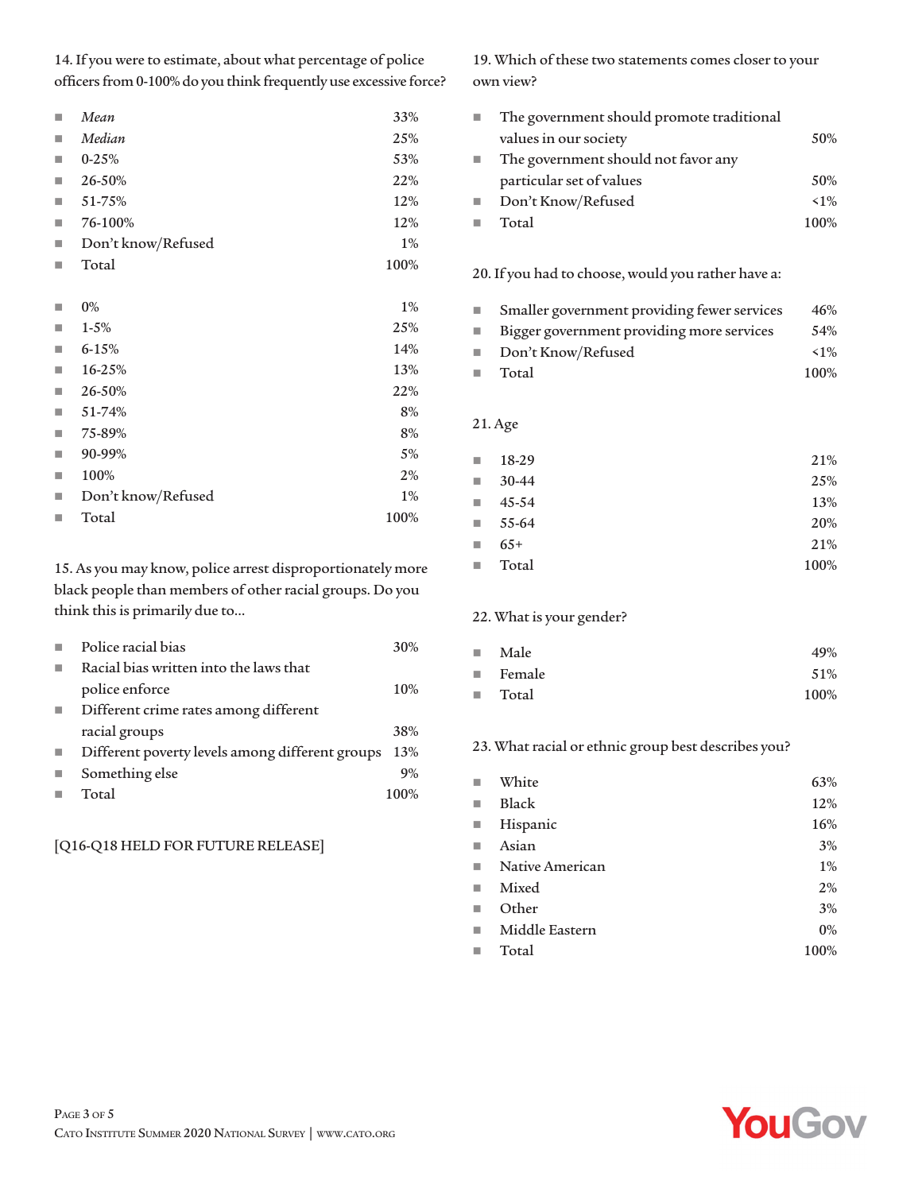14. If you were to estimate, about what percentage of police officers from 0-100% do you think frequently use excessive force?

| | |
|---|---|
| *Mean* | 33% |
| *Median* | 25% |
| 0-25% | 53% |
| 26-50% | 22% |
| 51-75% | 12% |
| 76-100% | 12% |
| Don't know/Refused | 1% |
| Total | 100% |

| | |
|---|---|
| 0% | 1% |
| 1-5% | 25% |
| 6-15% | 14% |
| 16-25% | 13% |
| 26-50% | 22% |
| 51-74% | 8% |
| 75-89% | 8% |
| 90-99% | 5% |
| 100% | 2% |
| Don't know/Refused | 1% |
| Total | 100% |

15. As you may know, police arrest disproportionately more black people than members of other racial groups. Do you think this is primarily due to...

| | |
|---|---|
| Police racial bias | 30% |
| Racial bias written into the laws that police enforce | 10% |
| Different crime rates among different racial groups | 38% |
| Different poverty levels among different groups | 13% |
| Something else | 9% |
| Total | 100% |

[Q16-Q18 HELD FOR FUTURE RELEASE]

19. Which of these two statements comes closer to your own view?

| | |
|---|---|
| The government should promote traditional values in our society | 50% |
| The government should not favor any particular set of values | 50% |
| Don't Know/Refused | <1% |
| Total | 100% |

20. If you had to choose, would you rather have a:

| | |
|---|---|
| Smaller government providing fewer services | 46% |
| Bigger government providing more services | 54% |
| Don't Know/Refused | <1% |
| Total | 100% |

21. Age

| | |
|---|---|
| 18-29 | 21% |
| 30-44 | 25% |
| 45-54 | 13% |
| 55-64 | 20% |
| 65+ | 21% |
| Total | 100% |

22. What is your gender?

| | |
|---|---|
| Male | 49% |
| Female | 51% |
| Total | 100% |

23. What racial or ethnic group best describes you?

| | |
|---|---|
| White | 63% |
| Black | 12% |
| Hispanic | 16% |
| Asian | 3% |
| Native American | 1% |
| Mixed | 2% |
| Other | 3% |
| Middle Eastern | 0% |
| Total | 100% |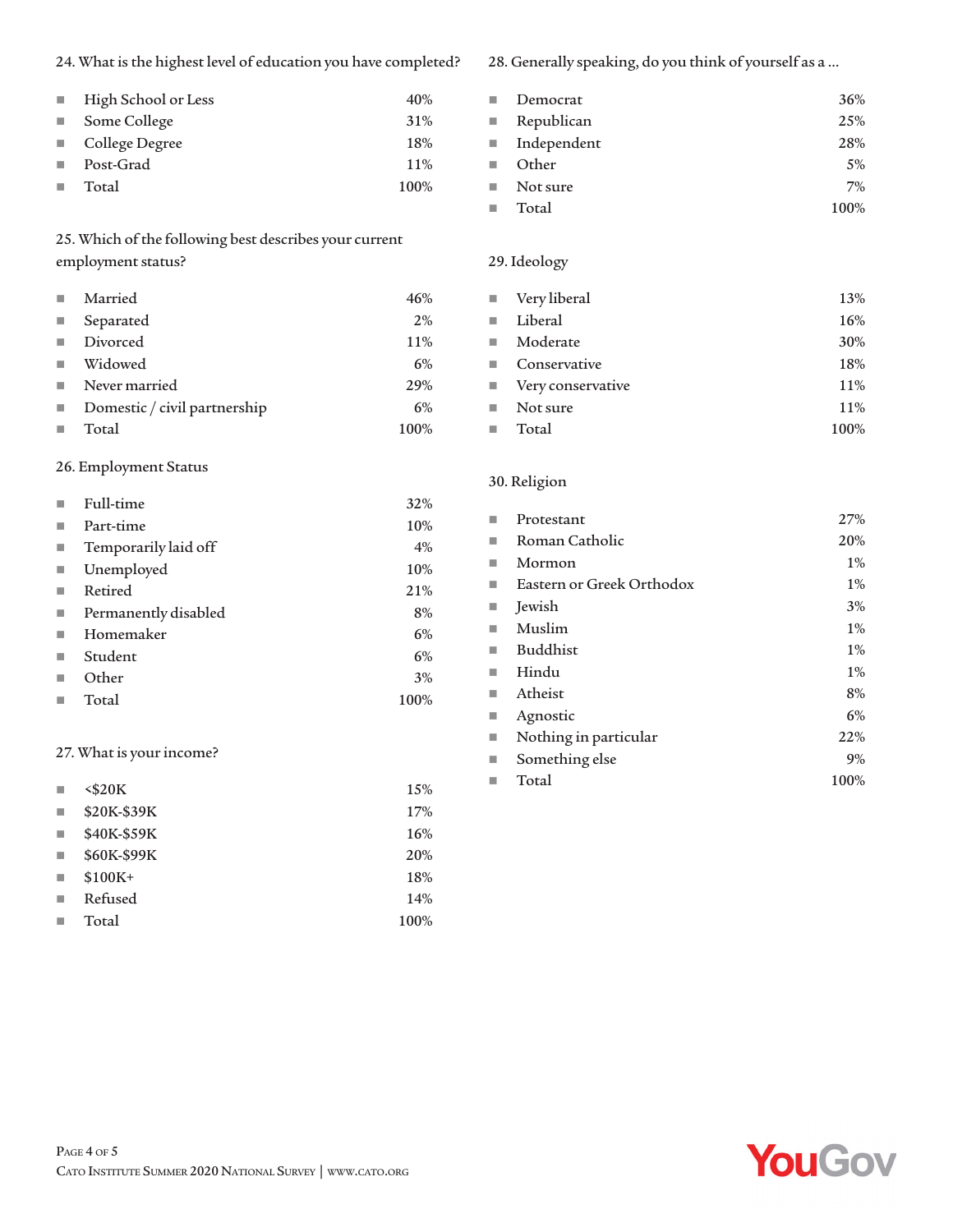24. What is the highest level of education you have completed?

| | |
|---|---|
| High School or Less | 40% |
| Some College | 31% |
| College Degree | 18% |
| Post-Grad | 11% |
| Total | 100% |

25. Which of the following best describes your current employment status?

| | |
|---|---|
| Married | 46% |
| Separated | 2% |
| Divorced | 11% |
| Widowed | 6% |
| Never married | 29% |
| Domestic / civil partnership | 6% |
| Total | 100% |

26. Employment Status

| | |
|---|---|
| Full-time | 32% |
| Part-time | 10% |
| Temporarily laid off | 4% |
| Unemployed | 10% |
| Retired | 21% |
| Permanently disabled | 8% |
| Homemaker | 6% |
| Student | 6% |
| Other | 3% |
| Total | 100% |

27. What is your income?

| | |
|---|---|
| <$20K | 15% |
| $20K-$39K | 17% |
| $40K-$59K | 16% |
| $60K-$99K | 20% |
| $100K+ | 18% |
| Refused | 14% |
| Total | 100% |

28. Generally speaking, do you think of yourself as a ...

| | |
|---|---|
| Democrat | 36% |
| Republican | 25% |
| Independent | 28% |
| Other | 5% |
| Not sure | 7% |
| Total | 100% |

29. Ideology

| | |
|---|---|
| Very liberal | 13% |
| Liberal | 16% |
| Moderate | 30% |
| Conservative | 18% |
| Very conservative | 11% |
| Not sure | 11% |
| Total | 100% |

30. Religion

| | |
|---|---|
| Protestant | 27% |
| Roman Catholic | 20% |
| Mormon | 1% |
| Eastern or Greek Orthodox | 1% |
| Jewish | 3% |
| Muslim | 1% |
| Buddhist | 1% |
| Hindu | 1% |
| Atheist | 8% |
| Agnostic | 6% |
| Nothing in particular | 22% |
| Something else | 9% |
| Total | 100% |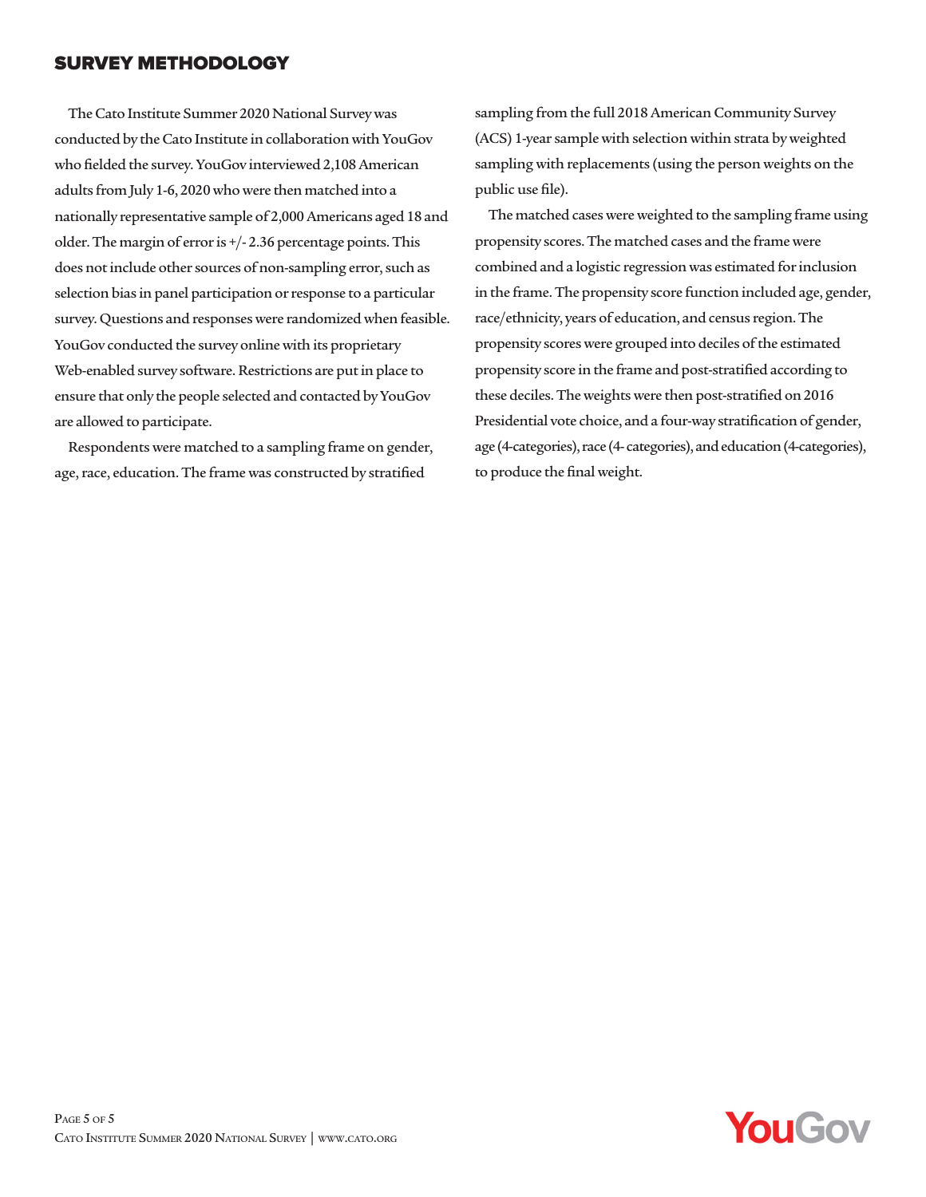## SURVEY METHODOLOGY

The Cato Institute Summer 2020 National Survey was conducted by the Cato Institute in collaboration with YouGov who fielded the survey. YouGov interviewed 2,108 American adults from July 1-6, 2020 who were then matched into a nationally representative sample of 2,000 Americans aged 18 and older. The margin of error is +/- 2.36 percentage points. This does not include other sources of non-sampling error, such as selection bias in panel participation or response to a particular survey. Questions and responses were randomized when feasible. YouGov conducted the survey online with its proprietary Web-enabled survey software. Restrictions are put in place to ensure that only the people selected and contacted by YouGov are allowed to participate.

Respondents were matched to a sampling frame on gender, age, race, education. The frame was constructed by stratified sampling from the full 2018 American Community Survey (ACS) 1-year sample with selection within strata by weighted sampling with replacements (using the person weights on the public use file).

The matched cases were weighted to the sampling frame using propensity scores. The matched cases and the frame were combined and a logistic regression was estimated for inclusion in the frame. The propensity score function included age, gender, race/ethnicity, years of education, and census region. The propensity scores were grouped into deciles of the estimated propensity score in the frame and post-stratified according to these deciles. The weights were then post-stratified on 2016 Presidential vote choice, and a four-way stratification of gender, age (4-categories), race (4- categories), and education (4-categories), to produce the final weight.